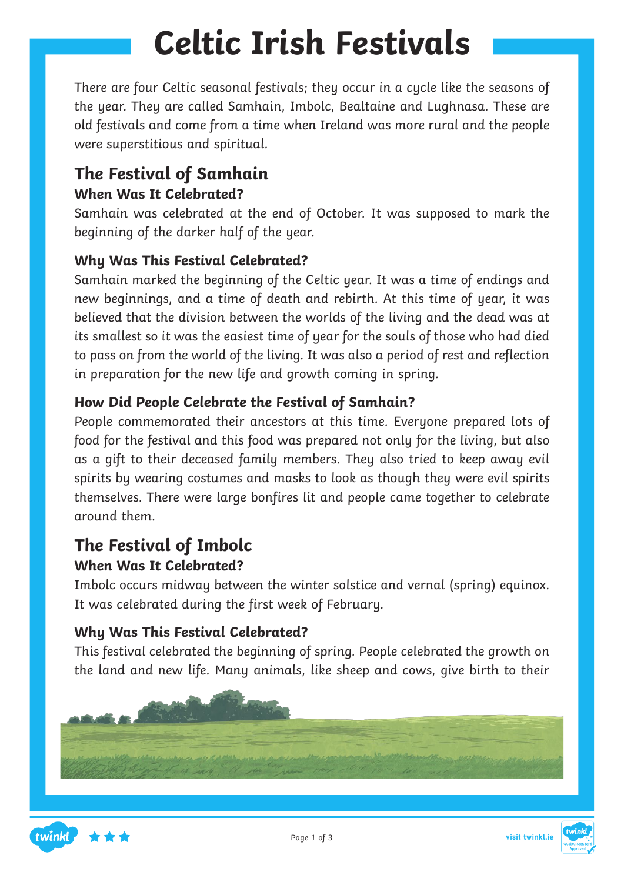# Celtic Irish Festivals

There are four Celtic seasonal festivals; they occur in a cycle like the seasons of the year. They are called Samhain, Imbolc, Bealtaine and Lughnasa. These are old festivals and come from a time when Ireland was more rural and the people were superstitious and spiritual.

## The Festival of Samhain

### When Was It Celebrated?

Samhain was celebrated at the end of October. It was supposed to mark the beginning of the darker half of the year.

### Why Was This Festival Celebrated?

Samhain marked the beginning of the Celtic year. It was a time of endings and new beginnings, and a time of death and rebirth. At this time of year, it was believed that the division between the worlds of the living and the dead was at its smallest so it was the easiest time of year for the souls of those who had died to pass on from the world of the living. It was also a period of rest and reflection in preparation for the new life and growth coming in spring.

### How Did People Celebrate the Festival of Samhain?

People commemorated their ancestors at this time. Everyone prepared lots of food for the festival and this food was prepared not only for the living, but also as a gift to their deceased family members. They also tried to keep away evil spirits by wearing costumes and masks to look as though they were evil spirits themselves. There were large bonfires lit and people came together to celebrate around them.

## The Festival of Imbolc

### When Was It Celebrated?

Imbolc occurs midway between the winter solstice and vernal (spring) equinox. It was celebrated during the first week of February.

### Why Was This Festival Celebrated?

This festival celebrated the beginning of spring. People celebrated the growth on the land and new life. Many animals, like sheep and cows, give birth to their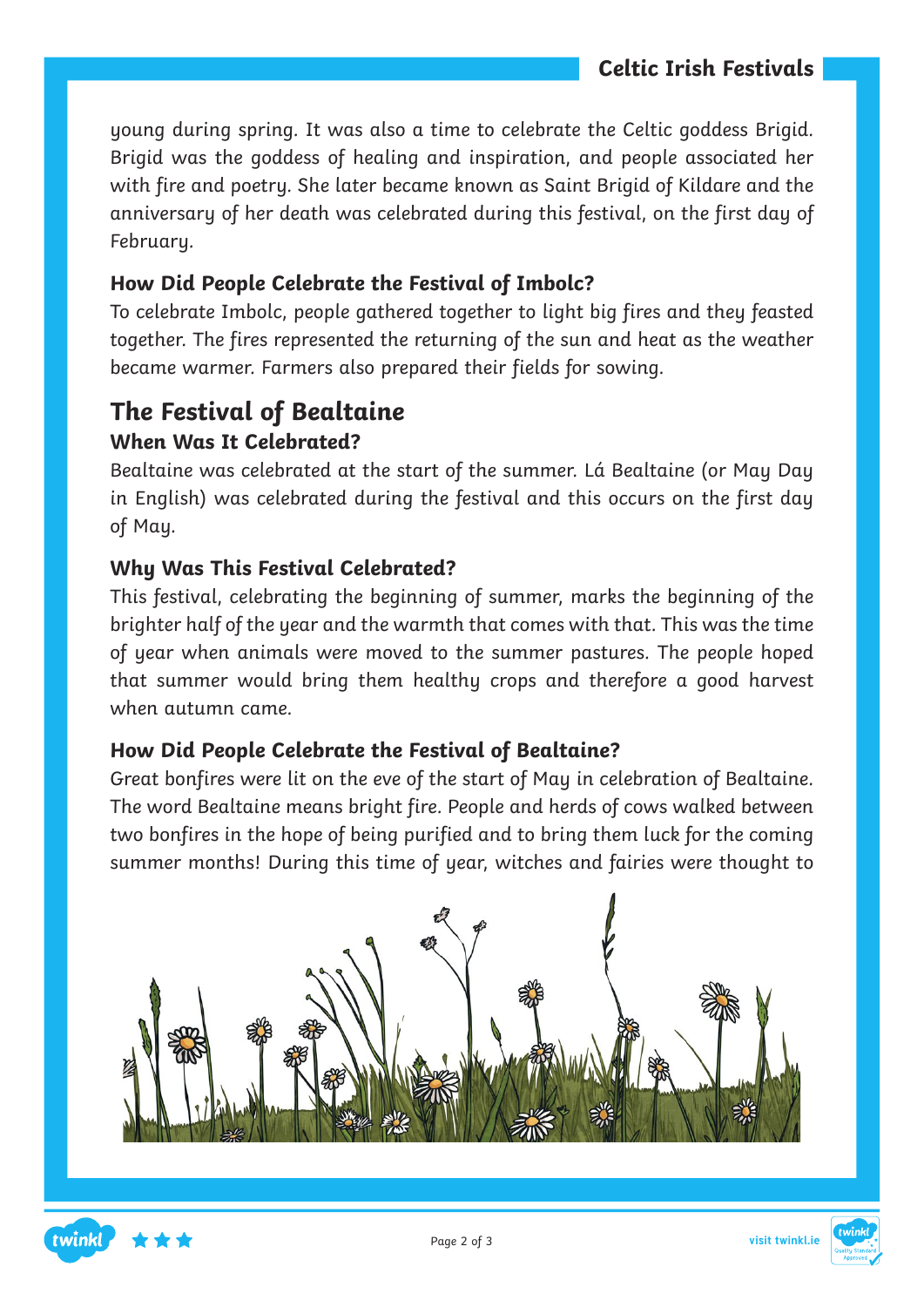young during spring. It was also a time to celebrate the Celtic goddess Brigid. Brigid was the goddess of healing and inspiration, and people associated her with fire and poetry. She later became known as Saint Brigid of Kildare and the anniversary of her death was celebrated during this festival, on the first day of February.

### How Did People Celebrate the Festival of Imbolc?

To celebrate Imbolc, people gathered together to light big fires and they feasted together. The fires represented the returning of the sun and heat as the weather became warmer. Farmers also prepared their fields for sowing.

## The Festival of Bealtaine

### When Was It Celebrated?

Bealtaine was celebrated at the start of the summer. Lá Bealtaine (or May Day in English) was celebrated during the festival and this occurs on the first day of May.

### Why Was This Festival Celebrated?

This festival, celebrating the beginning of summer, marks the beginning of the brighter half of the year and the warmth that comes with that. This was the time of year when animals were moved to the summer pastures. The people hoped that summer would bring them healthy crops and therefore a good harvest when autumn came.

### How Did People Celebrate the Festival of Bealtaine?

Great bonfires were lit on the eve of the start of May in celebration of Bealtaine. The word Bealtaine means bright fire. People and herds of cows walked between two bonfires in the hope of being purified and to bring them luck for the coming summer months! During this time of year, witches and fairies were thought to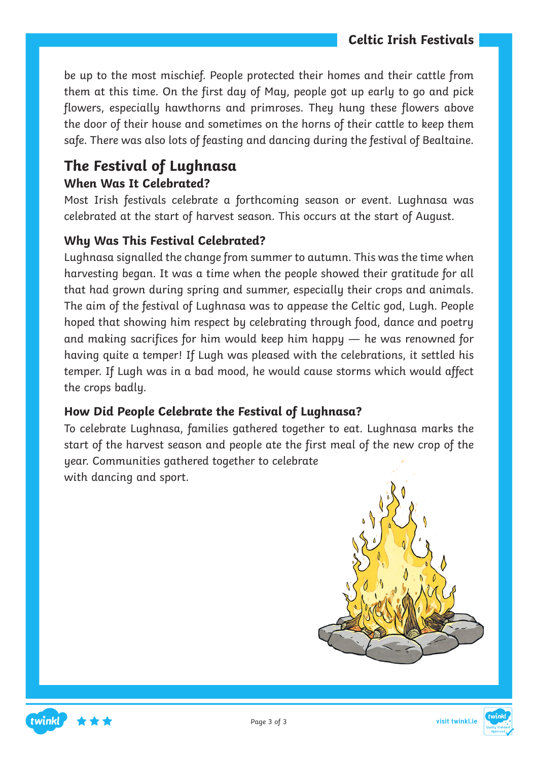be up to the most mischief. People protected their homes and their cattle from them at this time. On the first day of May, people got up early to go and pick flowers, especially hawthorns and primroses. They hung these flowers above the door of their house and sometimes on the horns of their cattle to keep them safe. There was also lots of feasting and dancing during the festival of Bealtaine.

## The Festival of Lughnasa

### When Was It Celebrated?

Most Irish festivals celebrate a forthcoming season or event. Lughnasa was celebrated at the start of harvest season. This occurs at the start of August.

### Why Was This Festival Celebrated?

Lughnasa signalled the change from summer to autumn. This was the time when harvesting began. It was a time when the people showed their gratitude for all that had grown during spring and summer, especially their crops and animals. The aim of the festival of Lughnasa was to appease the Celtic god, Lugh. People hoped that showing him respect by celebrating through food, dance and poetry and making sacrifices for him would keep him happy — he was renowned for having quite a temper! If Lugh was pleased with the celebrations, it settled his temper. If Lugh was in a bad mood, he would cause storms which would affect the crops badly.

### How Did People Celebrate the Festival of Lughnasa?

To celebrate Lughnasa, families gathered together to eat. Lughnasa marks the start of the harvest season and people ate the first meal of the new crop of the year. Communities gathered together to celebrate with dancing and sport.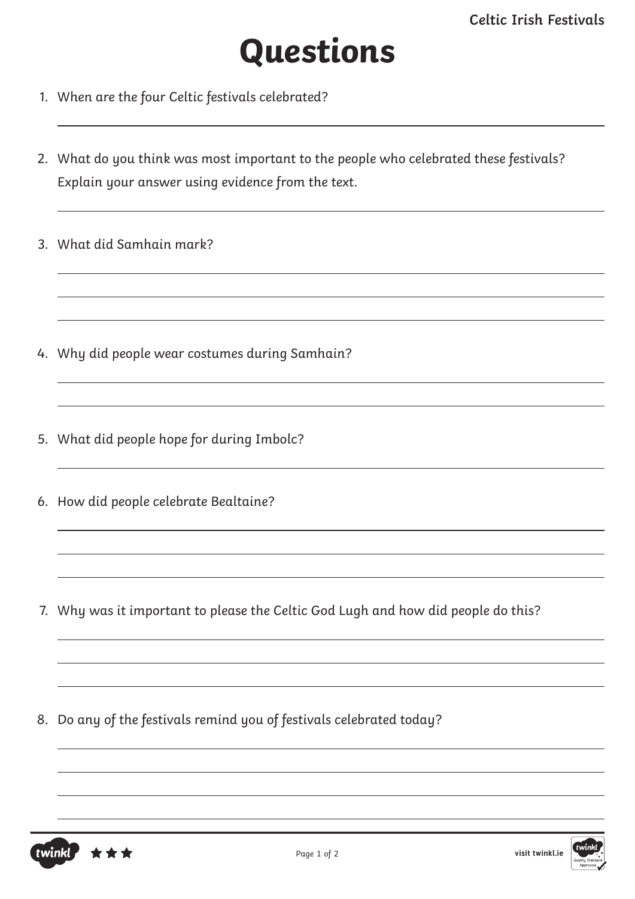# Questions

1. When are the four Celtic festivals celebrated?

2. What do you think was most important to the people who celebrated these festivals? Explain your answer using evidence from the text.

3. What did Samhain mark?

4. Why did people wear costumes during Samhain?

5. What did people hope for during Imbolc?

6. How did people celebrate Bealtaine?

7. Why was it important to please the Celtic God Lugh and how did people do this?

8. Do any of the festivals remind you of festivals celebrated today?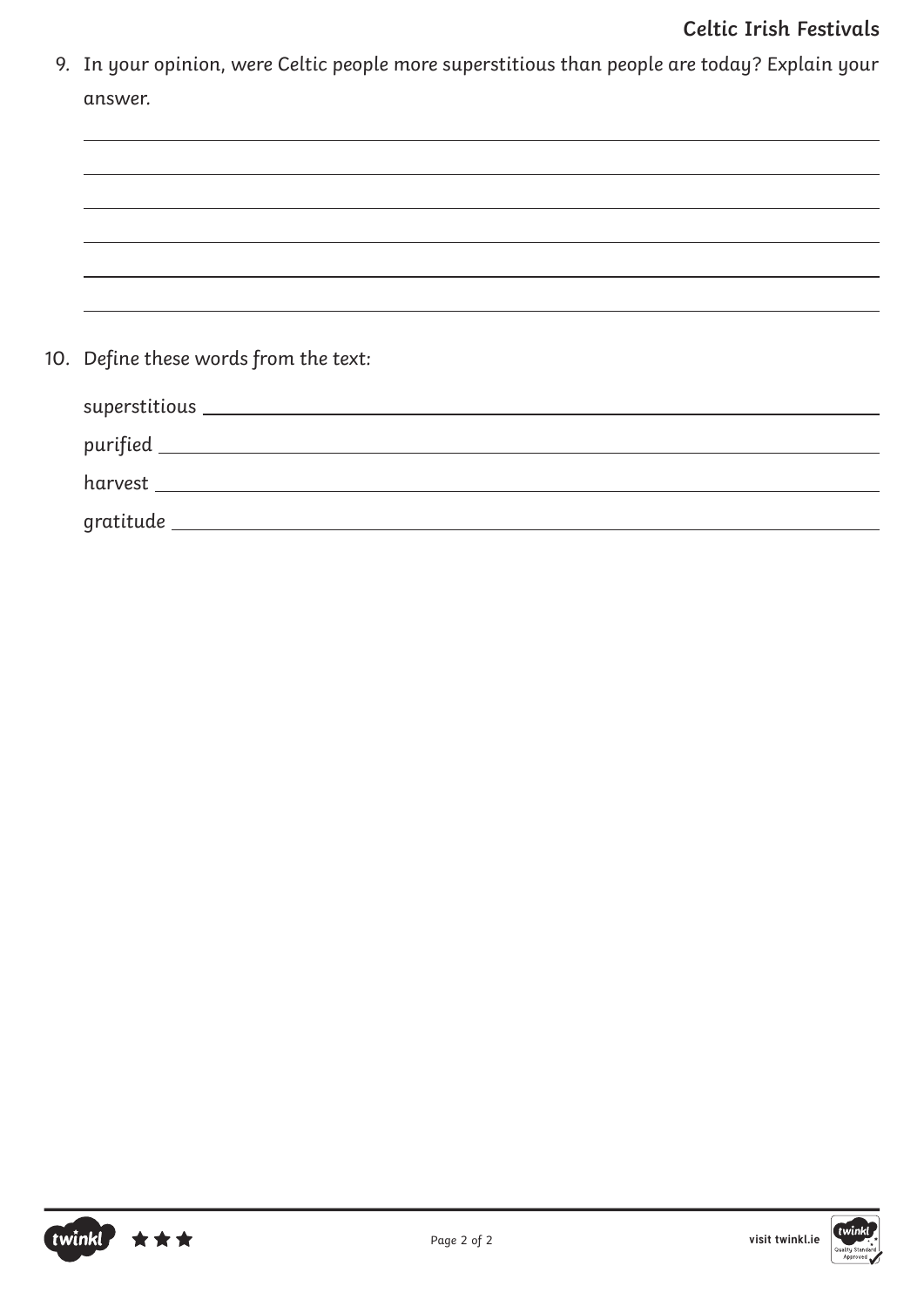9. In your opinion, were Celtic people more superstitious than people are today? Explain your answer.

______________________________________________________________________

______________________________________________________________________

______________________________________________________________________

______________________________________________________________________

______________________________________________________________________

______________________________________________________________________

10. Define these words from the text:

superstitious ______________________________________________________

purified __________________________________________________________

harvest __________________________________________________________

gratitude ________________________________________________________